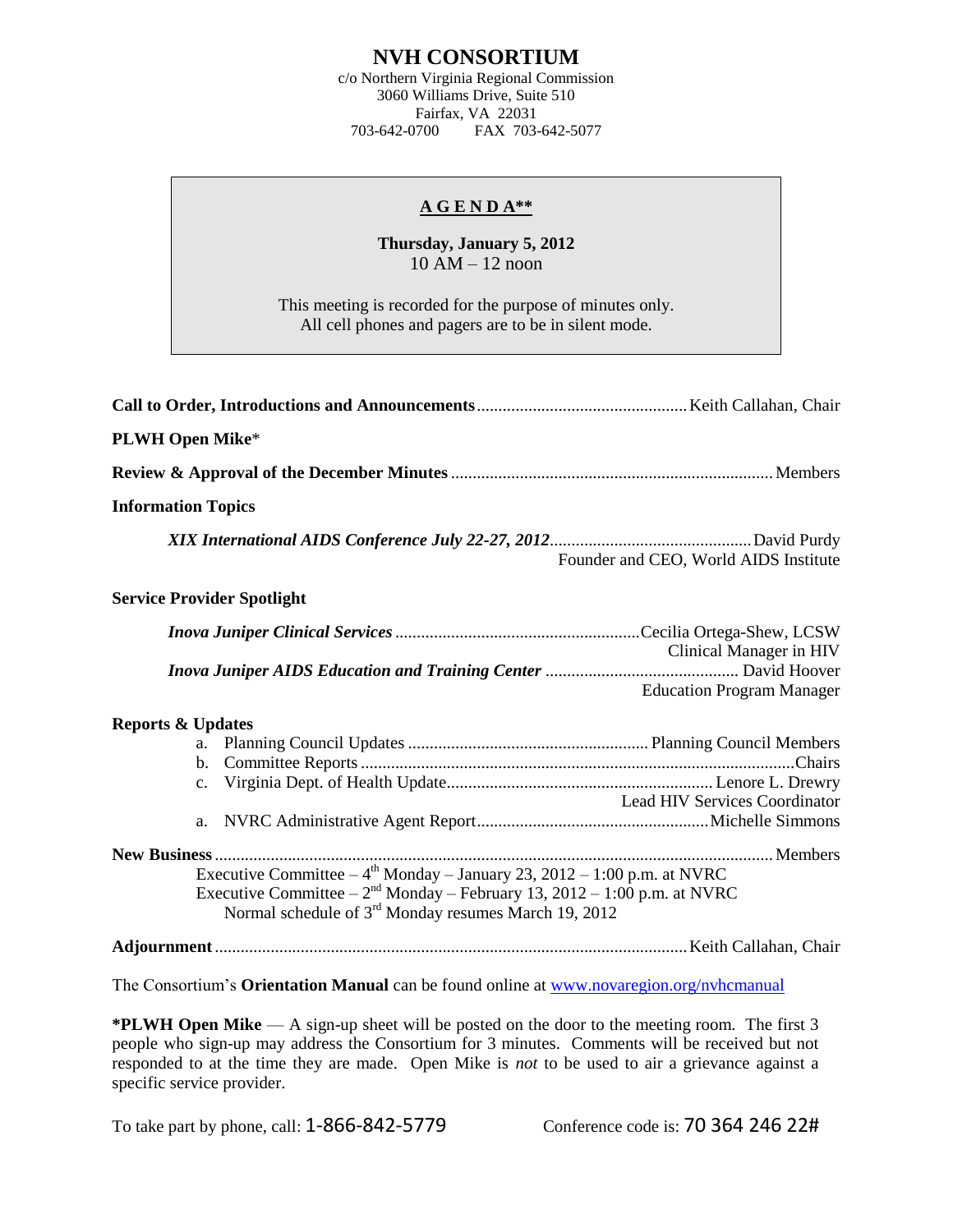# NVH CONSORTIUM

c/o Northern Virginia Regional Commission
3060 Williams Drive, Suite 510
Fairfax, VA 22031
703-642-0700 FAX 703-642-5077

## A G E N D A**

**Thursday, January 5, 2012**
10 AM – 12 noon

This meeting is recorded for the purpose of minutes only.
All cell phones and pagers are to be in silent mode.

**Call to Order, Introductions and Announcements** ........ Keith Callahan, Chair

**PLWH Open Mike***

**Review & Approval of the December Minutes** ........ Members

**Information Topics**

*XIX International AIDS Conference July 22-27, 2012* ........ David Purdy
Founder and CEO, World AIDS Institute

**Service Provider Spotlight**

*Inova Juniper Clinical Services* ........ Cecilia Ortega-Shew, LCSW
Clinical Manager in HIV

*Inova Juniper AIDS Education and Training Center* ........ David Hoover
Education Program Manager

**Reports & Updates**

a. Planning Council Updates ........ Planning Council Members
b. Committee Reports ........ Chairs
c. Virginia Dept. of Health Update ........ Lenore L. Drewry
Lead HIV Services Coordinator
a. NVRC Administrative Agent Report ........ Michelle Simmons

**New Business** ........ Members

Executive Committee – 4th Monday – January 23, 2012 – 1:00 p.m. at NVRC
Executive Committee – 2nd Monday – February 13, 2012 – 1:00 p.m. at NVRC
Normal schedule of 3rd Monday resumes March 19, 2012

**Adjournment** ........ Keith Callahan, Chair

The Consortium's **Orientation Manual** can be found online at [www.novaregion.org/nvhcmanual](www.novaregion.org/nvhcmanual)

***PLWH Open Mike** — A sign-up sheet will be posted on the door to the meeting room. The first 3 people who sign-up may address the Consortium for 3 minutes. Comments will be received but not responded to at the time they are made. Open Mike is *not* to be used to air a grievance against a specific service provider.

To take part by phone, call: 1-866-842-5779 Conference code is: 70 364 246 22#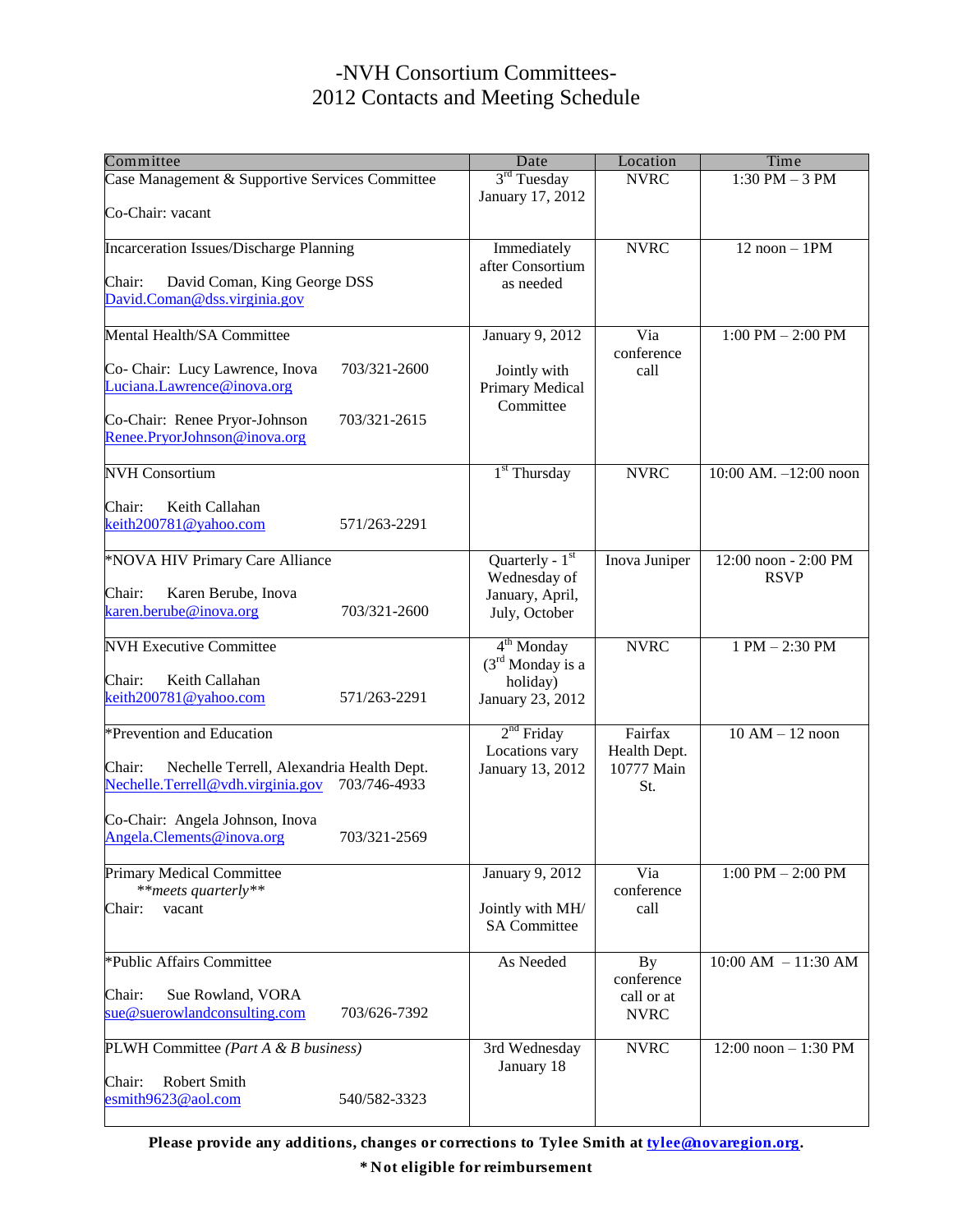# -NVH Consortium Committees-
# 2012 Contacts and Meeting Schedule

| Committee | Date | Location | Time |
|---|---|---|---|
| Case Management & Supportive Services Committee<br><br>Co-Chair: vacant | 3rd Tuesday January 17, 2012 | NVRC | 1:30 PM – 3 PM |
| Incarceration Issues/Discharge Planning<br><br>Chair: David Coman, King George DSS<br>David.Coman@dss.virginia.gov | Immediately after Consortium as needed | NVRC | 12 noon – 1PM |
| Mental Health/SA Committee<br><br>Co- Chair: Lucy Lawrence, Inova 703/321-2600<br>Luciana.Lawrence@inova.org<br><br>Co-Chair: Renee Pryor-Johnson 703/321-2615<br>Renee.PryorJohnson@inova.org | January 9, 2012<br><br>Jointly with Primary Medical Committee | Via conference call | 1:00 PM – 2:00 PM |
| NVH Consortium<br><br>Chair: Keith Callahan<br>keith200781@yahoo.com 571/263-2291 | 1st Thursday | NVRC | 10:00 AM. –12:00 noon |
| *NOVA HIV Primary Care Alliance<br><br>Chair: Karen Berube, Inova<br>karen.berube@inova.org 703/321-2600 | Quarterly - 1st Wednesday of January, April, July, October | Inova Juniper | 12:00 noon - 2:00 PM RSVP |
| NVH Executive Committee<br><br>Chair: Keith Callahan<br>keith200781@yahoo.com 571/263-2291 | 4th Monday (3rd Monday is a holiday) January 23, 2012 | NVRC | 1 PM – 2:30 PM |
| *Prevention and Education<br><br>Chair: Nechelle Terrell, Alexandria Health Dept.<br>Nechelle.Terrell@vdh.virginia.gov 703/746-4933<br><br>Co-Chair: Angela Johnson, Inova<br>Angela.Clements@inova.org 703/321-2569 | 2nd Friday Locations vary January 13, 2012 | Fairfax Health Dept. 10777 Main St. | 10 AM – 12 noon |
| Primary Medical Committee<br>*\*meets quarterly\*\**<br>Chair: vacant | January 9, 2012<br><br>Jointly with MH/ SA Committee | Via conference call | 1:00 PM – 2:00 PM |
| *Public Affairs Committee<br><br>Chair: Sue Rowland, VORA<br>sue@suerowlandconsulting.com 703/626-7392 | As Needed | By conference call or at NVRC | 10:00 AM – 11:30 AM |
| PLWH Committee *(Part A & B business)*<br><br>Chair: Robert Smith<br>esmith9623@aol.com 540/582-3323 | 3rd Wednesday January 18 | NVRC | 12:00 noon – 1:30 PM |

**Please provide any additions, changes or corrections to Tylee Smith at tylee@novaregion.org.**

**\* Not eligible for reimbursement**